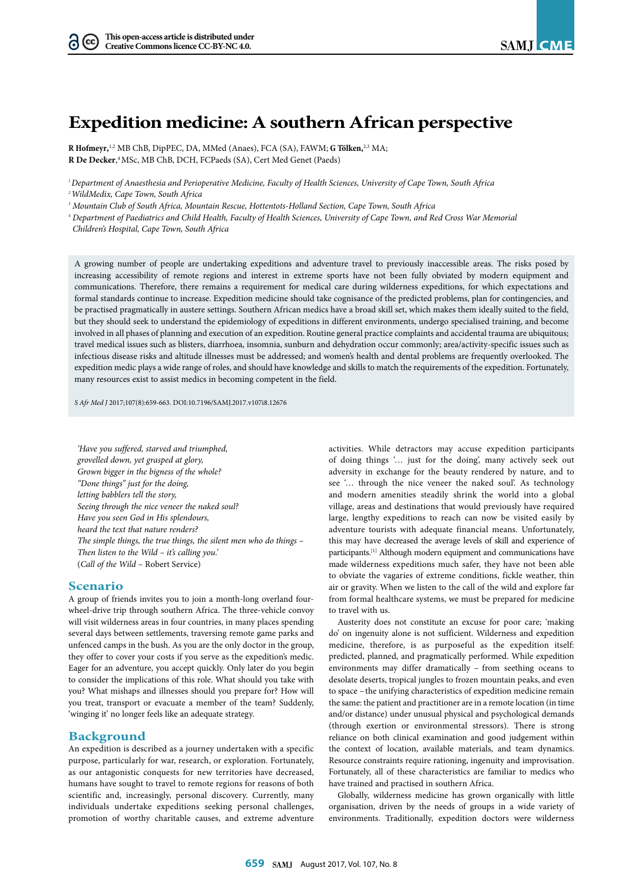# Expedition medicine: A southern African perspective

**R Hofmeyr,**[1,2] MB ChB, DipPEC, DA, MMed (Anaes), FCA (SA), FAWM; **G Tölken,**[2,3] MA;
**R De Decker**,[4] MSc, MB ChB, DCH, FCPaeds (SA), Cert Med Genet (Paeds)

[1] *Department of Anaesthesia and Perioperative Medicine, Faculty of Health Sciences, University of Cape Town, South Africa*
[2] *WildMedix, Cape Town, South Africa*
[3] *Mountain Club of South Africa, Mountain Rescue, Hottentots-Holland Section, Cape Town, South Africa*
[4] *Department of Paediatrics and Child Health, Faculty of Health Sciences, University of Cape Town, and Red Cross War Memorial Children's Hospital, Cape Town, South Africa*

A growing number of people are undertaking expeditions and adventure travel to previously inaccessible areas. The risks posed by increasing accessibility of remote regions and interest in extreme sports have not been fully obviated by modern equipment and communications. Therefore, there remains a requirement for medical care during wilderness expeditions, for which expectations and formal standards continue to increase. Expedition medicine should take cognisance of the predicted problems, plan for contingencies, and be practised pragmatically in austere settings. Southern African medics have a broad skill set, which makes them ideally suited to the field, but they should seek to understand the epidemiology of expeditions in different environments, undergo specialised training, and become involved in all phases of planning and execution of an expedition. Routine general practice complaints and accidental trauma are ubiquitous; travel medical issues such as blisters, diarrhoea, insomnia, sunburn and dehydration occur commonly; area/activity-specific issues such as infectious disease risks and altitude illnesses must be addressed; and women's health and dental problems are frequently overlooked. The expedition medic plays a wide range of roles, and should have knowledge and skills to match the requirements of the expedition. Fortunately, many resources exist to assist medics in becoming competent in the field.

*S Afr Med J* 2017;107(8):659-663. DOI:10.7196/SAMJ.2017.v107i8.12676

*'Have you suffered, starved and triumphed,*
*grovelled down, yet grasped at glory,*
*Grown bigger in the bigness of the whole?*
*"Done things" just for the doing,*
*letting babblers tell the story,*
*Seeing through the nice veneer the naked soul?*
*Have you seen God in His splendours,*
*heard the text that nature renders?*
*The simple things, the true things, the silent men who do things –*
*Then listen to the Wild – it's calling you.'*
(*Call of the Wild* – Robert Service)

## Scenario

A group of friends invites you to join a month-long overland four-wheel-drive trip through southern Africa. The three-vehicle convoy will visit wilderness areas in four countries, in many places spending several days between settlements, traversing remote game parks and unfenced camps in the bush. As you are the only doctor in the group, they offer to cover your costs if you serve as the expedition's medic. Eager for an adventure, you accept quickly. Only later do you begin to consider the implications of this role. What should you take with you? What mishaps and illnesses should you prepare for? How will you treat, transport or evacuate a member of the team? Suddenly, 'winging it' no longer feels like an adequate strategy.

## Background

An expedition is described as a journey undertaken with a specific purpose, particularly for war, research, or exploration. Fortunately, as our antagonistic conquests for new territories have decreased, humans have sought to travel to remote regions for reasons of both scientific and, increasingly, personal discovery. Currently, many individuals undertake expeditions seeking personal challenges, promotion of worthy charitable causes, and extreme adventure activities. While detractors may accuse expedition participants of doing things '… just for the doing', many actively seek out adversity in exchange for the beauty rendered by nature, and to see '… through the nice veneer the naked soul'. As technology and modern amenities steadily shrink the world into a global village, areas and destinations that would previously have required large, lengthy expeditions to reach can now be visited easily by adventure tourists with adequate financial means. Unfortunately, this may have decreased the average levels of skill and experience of participants.[1] Although modern equipment and communications have made wilderness expeditions much safer, they have not been able to obviate the vagaries of extreme conditions, fickle weather, thin air or gravity. When we listen to the call of the wild and explore far from formal healthcare systems, we must be prepared for medicine to travel with us.

Austerity does not constitute an excuse for poor care; 'making do' on ingenuity alone is not sufficient. Wilderness and expedition medicine, therefore, is as purposeful as the expedition itself: predicted, planned, and pragmatically performed. While expedition environments may differ dramatically – from seething oceans to desolate deserts, tropical jungles to frozen mountain peaks, and even to space – the unifying characteristics of expedition medicine remain the same: the patient and practitioner are in a remote location (in time and/or distance) under unusual physical and psychological demands (through exertion or environmental stressors). There is strong reliance on both clinical examination and good judgement within the context of location, available materials, and team dynamics. Resource constraints require rationing, ingenuity and improvisation. Fortunately, all of these characteristics are familiar to medics who have trained and practised in southern Africa.

Globally, wilderness medicine has grown organically with little organisation, driven by the needs of groups in a wide variety of environments. Traditionally, expedition doctors were wilderness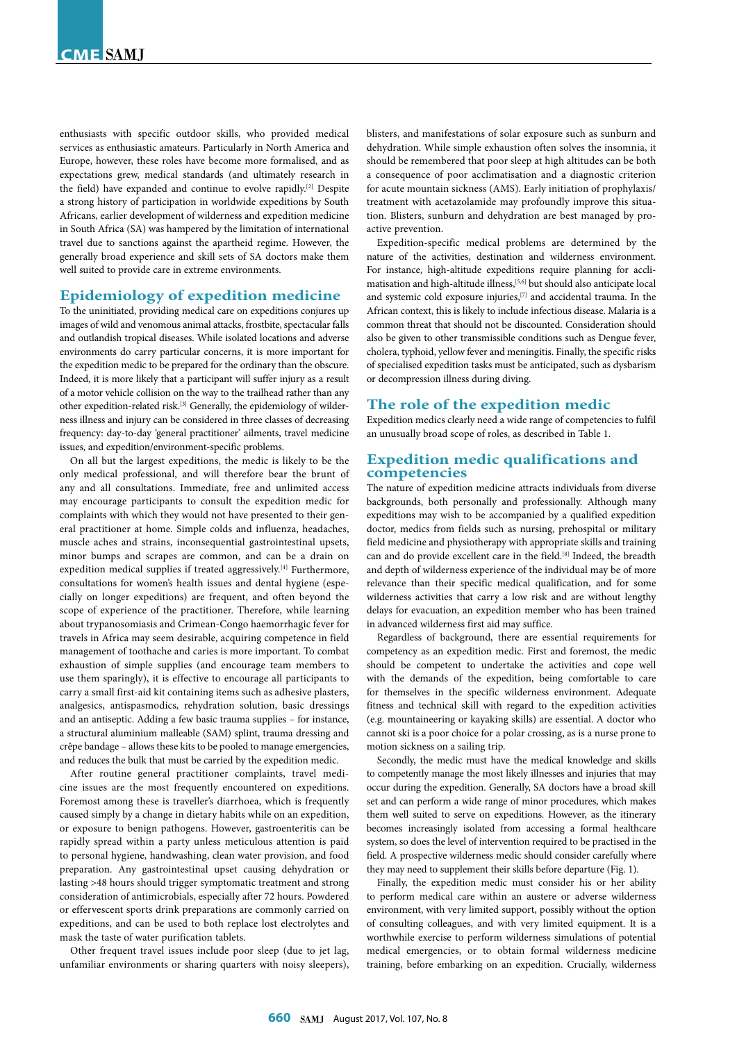enthusiasts with specific outdoor skills, who provided medical services as enthusiastic amateurs. Particularly in North America and Europe, however, these roles have become more formalised, and as expectations grew, medical standards (and ultimately research in the field) have expanded and continue to evolve rapidly.[2] Despite a strong history of participation in worldwide expeditions by South Africans, earlier development of wilderness and expedition medicine in South Africa (SA) was hampered by the limitation of international travel due to sanctions against the apartheid regime. However, the generally broad experience and skill sets of SA doctors make them well suited to provide care in extreme environments.

## Epidemiology of expedition medicine

To the uninitiated, providing medical care on expeditions conjures up images of wild and venomous animal attacks, frostbite, spectacular falls and outlandish tropical diseases. While isolated locations and adverse environments do carry particular concerns, it is more important for the expedition medic to be prepared for the ordinary than the obscure. Indeed, it is more likely that a participant will suffer injury as a result of a motor vehicle collision on the way to the trailhead rather than any other expedition-related risk.[3] Generally, the epidemiology of wilderness illness and injury can be considered in three classes of decreasing frequency: day-to-day 'general practitioner' ailments, travel medicine issues, and expedition/environment-specific problems.

On all but the largest expeditions, the medic is likely to be the only medical professional, and will therefore bear the brunt of any and all consultations. Immediate, free and unlimited access may encourage participants to consult the expedition medic for complaints with which they would not have presented to their general practitioner at home. Simple colds and influenza, headaches, muscle aches and strains, inconsequential gastrointestinal upsets, minor bumps and scrapes are common, and can be a drain on expedition medical supplies if treated aggressively.[4] Furthermore, consultations for women's health issues and dental hygiene (especially on longer expeditions) are frequent, and often beyond the scope of experience of the practitioner. Therefore, while learning about trypanosomiasis and Crimean-Congo haemorrhagic fever for travels in Africa may seem desirable, acquiring competence in field management of toothache and caries is more important. To combat exhaustion of simple supplies (and encourage team members to use them sparingly), it is effective to encourage all participants to carry a small first-aid kit containing items such as adhesive plasters, analgesics, antispasmodics, rehydration solution, basic dressings and an antiseptic. Adding a few basic trauma supplies – for instance, a structural aluminium malleable (SAM) splint, trauma dressing and crêpe bandage – allows these kits to be pooled to manage emergencies, and reduces the bulk that must be carried by the expedition medic.

After routine general practitioner complaints, travel medicine issues are the most frequently encountered on expeditions. Foremost among these is traveller's diarrhoea, which is frequently caused simply by a change in dietary habits while on an expedition, or exposure to benign pathogens. However, gastroenteritis can be rapidly spread within a party unless meticulous attention is paid to personal hygiene, handwashing, clean water provision, and food preparation. Any gastrointestinal upset causing dehydration or lasting >48 hours should trigger symptomatic treatment and strong consideration of antimicrobials, especially after 72 hours. Powdered or effervescent sports drink preparations are commonly carried on expeditions, and can be used to both replace lost electrolytes and mask the taste of water purification tablets.

Other frequent travel issues include poor sleep (due to jet lag, unfamiliar environments or sharing quarters with noisy sleepers), blisters, and manifestations of solar exposure such as sunburn and dehydration. While simple exhaustion often solves the insomnia, it should be remembered that poor sleep at high altitudes can be both a consequence of poor acclimatisation and a diagnostic criterion for acute mountain sickness (AMS). Early initiation of prophylaxis/treatment with acetazolamide may profoundly improve this situation. Blisters, sunburn and dehydration are best managed by proactive prevention.

Expedition-specific medical problems are determined by the nature of the activities, destination and wilderness environment. For instance, high-altitude expeditions require planning for acclimatisation and high-altitude illness,[5,6] but should also anticipate local and systemic cold exposure injuries,[7] and accidental trauma. In the African context, this is likely to include infectious disease. Malaria is a common threat that should not be discounted. Consideration should also be given to other transmissible conditions such as Dengue fever, cholera, typhoid, yellow fever and meningitis. Finally, the specific risks of specialised expedition tasks must be anticipated, such as dysbarism or decompression illness during diving.

## The role of the expedition medic

Expedition medics clearly need a wide range of competencies to fulfil an unusually broad scope of roles, as described in Table 1.

## Expedition medic qualifications and competencies

The nature of expedition medicine attracts individuals from diverse backgrounds, both personally and professionally. Although many expeditions may wish to be accompanied by a qualified expedition doctor, medics from fields such as nursing, prehospital or military field medicine and physiotherapy with appropriate skills and training can and do provide excellent care in the field.[8] Indeed, the breadth and depth of wilderness experience of the individual may be of more relevance than their specific medical qualification, and for some wilderness activities that carry a low risk and are without lengthy delays for evacuation, an expedition member who has been trained in advanced wilderness first aid may suffice.

Regardless of background, there are essential requirements for competency as an expedition medic. First and foremost, the medic should be competent to undertake the activities and cope well with the demands of the expedition, being comfortable to care for themselves in the specific wilderness environment. Adequate fitness and technical skill with regard to the expedition activities (e.g. mountaineering or kayaking skills) are essential. A doctor who cannot ski is a poor choice for a polar crossing, as is a nurse prone to motion sickness on a sailing trip.

Secondly, the medic must have the medical knowledge and skills to competently manage the most likely illnesses and injuries that may occur during the expedition. Generally, SA doctors have a broad skill set and can perform a wide range of minor procedures, which makes them well suited to serve on expeditions. However, as the itinerary becomes increasingly isolated from accessing a formal healthcare system, so does the level of intervention required to be practised in the field. A prospective wilderness medic should consider carefully where they may need to supplement their skills before departure (Fig. 1).

Finally, the expedition medic must consider his or her ability to perform medical care within an austere or adverse wilderness environment, with very limited support, possibly without the option of consulting colleagues, and with very limited equipment. It is a worthwhile exercise to perform wilderness simulations of potential medical emergencies, or to obtain formal wilderness medicine training, before embarking on an expedition. Crucially, wilderness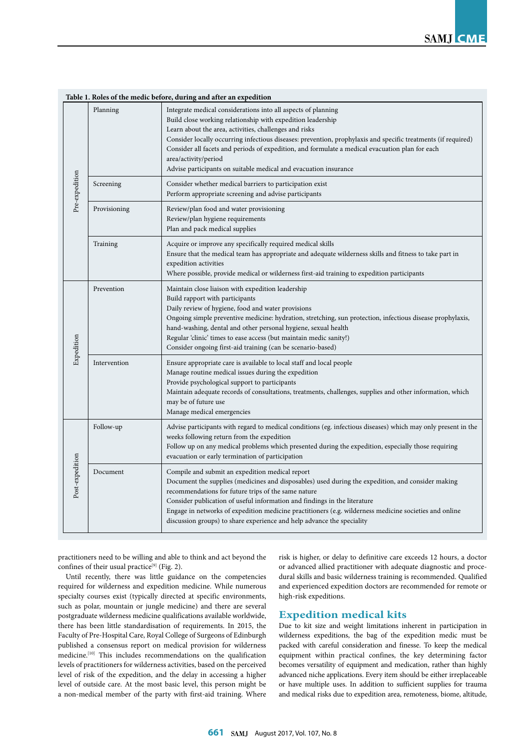**Table 1. Roles of the medic before, during and after an expedition**

| | | |
|---|---|---|
| Pre-expedition | Planning | Integrate medical considerations into all aspects of planning<br>Build close working relationship with expedition leadership<br>Learn about the area, activities, challenges and risks<br>Consider locally occurring infectious diseases: prevention, prophylaxis and specific treatments (if required)<br>Consider all facets and periods of expedition, and formulate a medical evacuation plan for each area/activity/period<br>Advise participants on suitable medical and evacuation insurance |
| | Screening | Consider whether medical barriers to participation exist<br>Perform appropriate screening and advise participants |
| | Provisioning | Review/plan food and water provisioning<br>Review/plan hygiene requirements<br>Plan and pack medical supplies |
| | Training | Acquire or improve any specifically required medical skills<br>Ensure that the medical team has appropriate and adequate wilderness skills and fitness to take part in expedition activities<br>Where possible, provide medical or wilderness first-aid training to expedition participants |
| Expedition | Prevention | Maintain close liaison with expedition leadership<br>Build rapport with participants<br>Daily review of hygiene, food and water provisions<br>Ongoing simple preventive medicine: hydration, stretching, sun protection, infectious disease prophylaxis, hand-washing, dental and other personal hygiene, sexual health<br>Regular 'clinic' times to ease access (but maintain medic sanity!)<br>Consider ongoing first-aid training (can be scenario-based) |
| | Intervention | Ensure appropriate care is available to local staff and local people<br>Manage routine medical issues during the expedition<br>Provide psychological support to participants<br>Maintain adequate records of consultations, treatments, challenges, supplies and other information, which may be of future use<br>Manage medical emergencies |
| Post-expedition | Follow-up | Advise participants with regard to medical conditions (eg. infectious diseases) which may only present in the weeks following return from the expedition<br>Follow up on any medical problems which presented during the expedition, especially those requiring evacuation or early termination of participation |
| | Document | Compile and submit an expedition medical report<br>Document the supplies (medicines and disposables) used during the expedition, and consider making recommendations for future trips of the same nature<br>Consider publication of useful information and findings in the literature<br>Engage in networks of expedition medicine practitioners (e.g. wilderness medicine societies and online discussion groups) to share experience and help advance the speciality |

practitioners need to be willing and able to think and act beyond the confines of their usual practice[9] (Fig. 2).

Until recently, there was little guidance on the competencies required for wilderness and expedition medicine. While numerous specialty courses exist (typically directed at specific environments, such as polar, mountain or jungle medicine) and there are several postgraduate wilderness medicine qualifications available worldwide, there has been little standardisation of requirements. In 2015, the Faculty of Pre-Hospital Care, Royal College of Surgeons of Edinburgh published a consensus report on medical provision for wilderness medicine.[10] This includes recommendations on the qualification levels of practitioners for wilderness activities, based on the perceived level of risk of the expedition, and the delay in accessing a higher level of outside care. At the most basic level, this person might be a non-medical member of the party with first-aid training. Where risk is higher, or delay to definitive care exceeds 12 hours, a doctor or advanced allied practitioner with adequate diagnostic and procedural skills and basic wilderness training is recommended. Qualified and experienced expedition doctors are recommended for remote or high-risk expeditions.

## Expedition medical kits

Due to kit size and weight limitations inherent in participation in wilderness expeditions, the bag of the expedition medic must be packed with careful consideration and finesse. To keep the medical equipment within practical confines, the key determining factor becomes versatility of equipment and medication, rather than highly advanced niche applications. Every item should be either irreplaceable or have multiple uses. In addition to sufficient supplies for trauma and medical risks due to expedition area, remoteness, biome, altitude,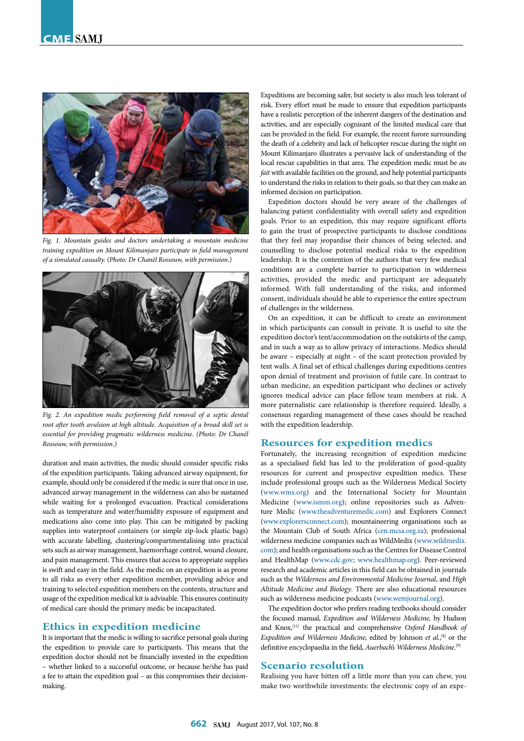Fig. 1. Mountain guides and doctors undertaking a mountain medicine training expedition on Mount Kilimanjaro participate in field management of a simulated casualty. (Photo: Dr Chanèl Rossouw, with permission.)

Fig. 2. An expedition medic performing field removal of a septic dental root after tooth avulsion at high altitude. Acquisition of a broad skill set is essential for providing pragmatic wilderness medicine. (Photo: Dr Chanèl Rossouw, with permission.)

duration and main activities, the medic should consider specific risks of the expedition participants. Taking advanced airway equipment, for example, should only be considered if the medic is sure that once in use, advanced airway management in the wilderness can also be sustained while waiting for a prolonged evacuation. Practical considerations such as temperature and water/humidity exposure of equipment and medications also come into play. This can be mitigated by packing supplies into waterproof containers (or simple zip-lock plastic bags) with accurate labelling, clustering/compartmentalising into practical sets such as airway management, haemorrhage control, wound closure, and pain management. This ensures that access to appropriate supplies is swift and easy in the field. As the medic on an expedition is as prone to all risks as every other expedition member, providing advice and training to selected expedition members on the contents, structure and usage of the expedition medical kit is advisable. This ensures continuity of medical care should the primary medic be incapacitated.

## Ethics in expedition medicine

It is important that the medic is willing to sacrifice personal goals during the expedition to provide care to participants. This means that the expedition doctor should not be financially invested in the expedition – whether linked to a successful outcome, or because he/she has paid a fee to attain the expedition goal – as this compromises their decision-making.

Expeditions are becoming safer, but society is also much less tolerant of risk. Every effort must be made to ensure that expedition participants have a realistic perception of the inherent dangers of the destination and activities, and are especially cognisant of the limited medical care that can be provided in the field. For example, the recent furore surrounding the death of a celebrity and lack of helicopter rescue during the night on Mount Kilimanjaro illustrates a pervasive lack of understanding of the local rescue capabilities in that area. The expedition medic must be *au fait* with available facilities on the ground, and help potential participants to understand the risks in relation to their goals, so that they can make an informed decision on participation.

Expedition doctors should be very aware of the challenges of balancing patient confidentiality with overall safety and expedition goals. Prior to an expedition, this may require significant efforts to gain the trust of prospective participants to disclose conditions that they feel may jeopardise their chances of being selected, and counselling to disclose potential medical risks to the expedition leadership. It is the contention of the authors that very few medical conditions are a complete barrier to participation in wilderness activities, provided the medic and participant are adequately informed. With full understanding of the risks, and informed consent, individuals should be able to experience the entire spectrum of challenges in the wilderness.

On an expedition, it can be difficult to create an environment in which participants can consult in private. It is useful to site the expedition doctor's tent/accommodation on the outskirts of the camp, and in such a way as to allow privacy of interactions. Medics should be aware – especially at night – of the scant protection provided by tent walls. A final set of ethical challenges during expeditions centres upon denial of treatment and provision of futile care. In contrast to urban medicine, an expedition participant who declines or actively ignores medical advice can place fellow team members at risk. A more paternalistic care relationship is therefore required. Ideally, a consensus regarding management of these cases should be reached with the expedition leadership.

## Resources for expedition medics

Fortunately, the increasing recognition of expedition medicine as a specialised field has led to the proliferation of good-quality resources for current and prospective expedition medics. These include professional groups such as the Wilderness Medical Society (www.wms.org) and the International Society for Mountain Medicine (www.ismm.org); online repositories such as Adventure Medic (www.theadventuremedic.com) and Explorers Connect (www.explorersconnect.com); mountaineering organisations such as the Mountain Club of South Africa (cen.mcsa.org.za); professional wilderness medicine companies such as WildMedix (www.wildmedix.com); and health organisations such as the Centres for Disease Control and HealthMap (www.cdc.gov; www.healthmap.org). Peer-reviewed research and academic articles in this field can be obtained in journals such as the *Wilderness and Environmental Medicine Journal*, and *High Altitude Medicine and Biology*. There are also educational resources such as wilderness medicine podcasts (www.wemjournal.org).

The expedition doctor who prefers reading textbooks should consider the focused manual, *Expedition and Wilderness Medicine*, by Hudson and Knox,[11] the practical and comprehensive *Oxford Handbook of Expedition and Wilderness Medicine*, edited by Johnson *et al.*,[8] or the definitive encyclopaedia in the field, *Auerbach's Wilderness Medicine*.[9]

## Scenario resolution

Realising you have bitten off a little more than you can chew, you make two worthwhile investments: the electronic copy of an expe-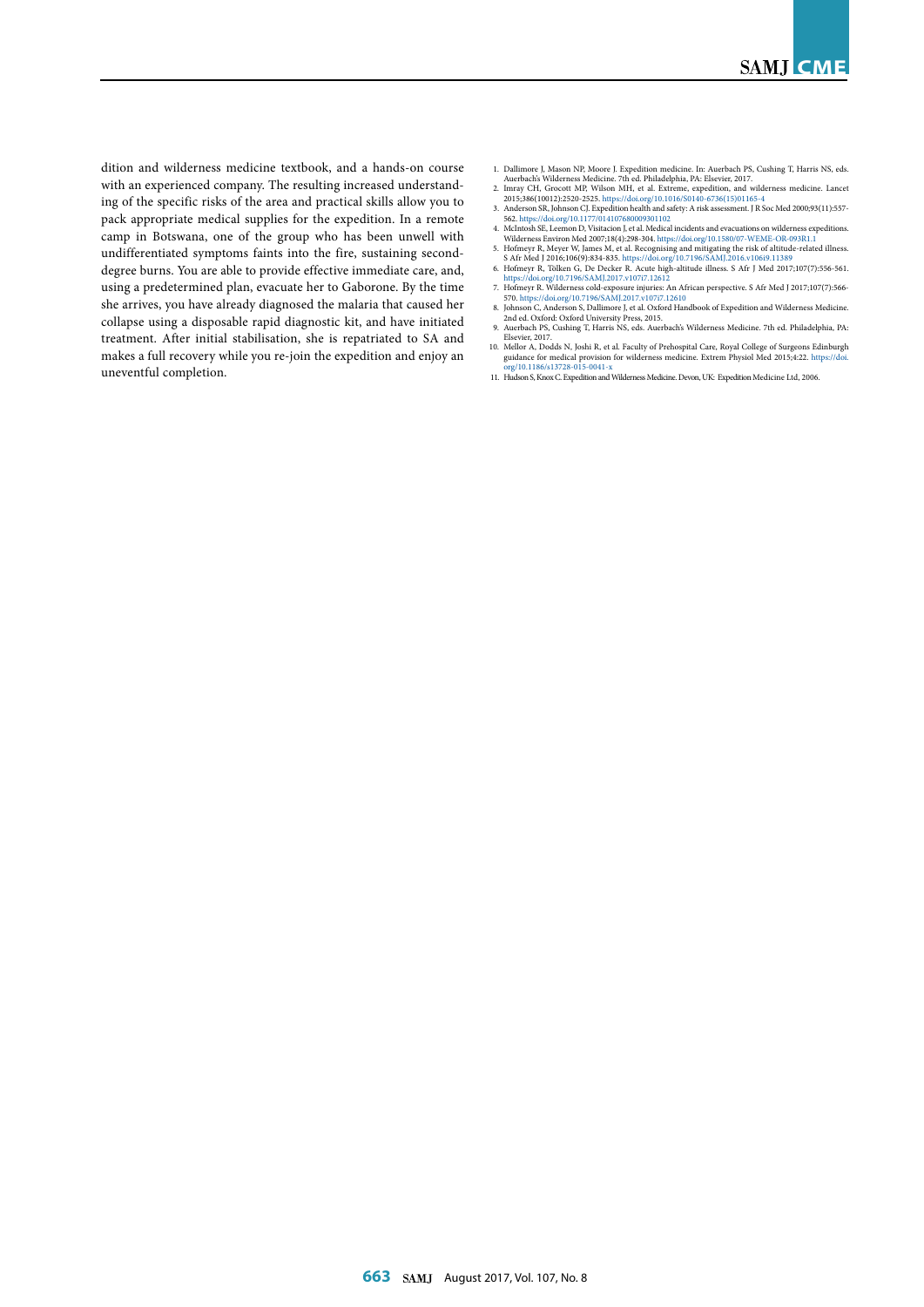dition and wilderness medicine textbook, and a hands-on course with an experienced company. The resulting increased understanding of the specific risks of the area and practical skills allow you to pack appropriate medical supplies for the expedition. In a remote camp in Botswana, one of the group who has been unwell with undifferentiated symptoms faints into the fire, sustaining second-degree burns. You are able to provide effective immediate care, and, using a predetermined plan, evacuate her to Gaborone. By the time she arrives, you have already diagnosed the malaria that caused her collapse using a disposable rapid diagnostic kit, and have initiated treatment. After initial stabilisation, she is repatriated to SA and makes a full recovery while you re-join the expedition and enjoy an uneventful completion.

1. Dallimore J, Mason NP, Moore J. Expedition medicine. In: Auerbach PS, Cushing T, Harris NS, eds. Auerbach's Wilderness Medicine. 7th ed. Philadelphia, PA: Elsevier, 2017.
2. Imray CH, Grocott MP, Wilson MH, et al. Extreme, expedition, and wilderness medicine. Lancet 2015;386(10012):2520-2525. https://doi.org/10.1016/S0140-6736(15)01165-4
3. Anderson SR, Johnson CJ. Expedition health and safety: A risk assessment. J R Soc Med 2000;93(11):557-562. https://doi.org/10.1177/014107680009301102
4. McIntosh SE, Leemon D, Visitacion J, et al. Medical incidents and evacuations on wilderness expeditions. Wilderness Environ Med 2007;18(4):298-304. https://doi.org/10.1580/07-WEME-OR-093R1.1
5. Hofmeyr R, Meyer W, James M, et al. Recognising and mitigating the risk of altitude-related illness. S Afr Med J 2016;106(9):834-835. https://doi.org/10.7196/SAMJ.2016.v106i9.11389
6. Hofmeyr R, Tölken G, De Decker R. Acute high-altitude illness. S Afr J Med 2017;107(7):556-561. https://doi.org/10.7196/SAMJ.2017.v107i7.12612
7. Hofmeyr R. Wilderness cold-exposure injuries: An African perspective. S Afr Med J 2017;107(7):566-570. https://doi.org/10.7196/SAMJ.2017.v107i7.12610
8. Johnson C, Anderson S, Dallimore J, et al. Oxford Handbook of Expedition and Wilderness Medicine. 2nd ed. Oxford: Oxford University Press, 2015.
9. Auerbach PS, Cushing T, Harris NS, eds. Auerbach's Wilderness Medicine. 7th ed. Philadelphia, PA: Elsevier, 2017.
10. Mellor A, Dodds N, Joshi R, et al. Faculty of Prehospital Care, Royal College of Surgeons Edinburgh guidance for medical provision for wilderness medicine. Extrem Physiol Med 2015;4:22. https://doi.org/10.1186/s13728-015-0041-x
11. Hudson S, Knox C. Expedition and Wilderness Medicine. Devon, UK: Expedition Medicine Ltd, 2006.